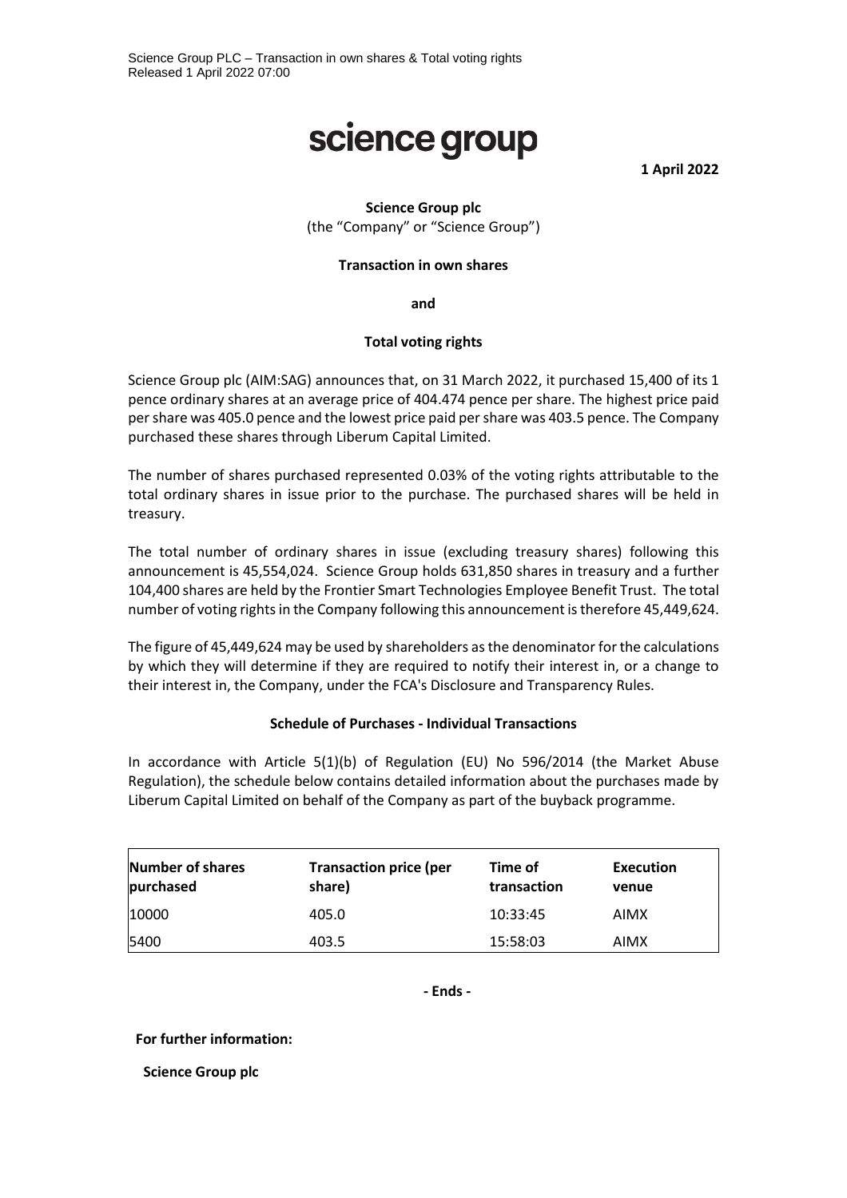Science Group PLC – Transaction in own shares & Total voting rights
Released 1 April 2022 07:00

# science group

**1 April 2022**

**Science Group plc**
(the "Company" or "Science Group")

**Transaction in own shares**

**and**

**Total voting rights**

Science Group plc (AIM:SAG) announces that, on 31 March 2022, it purchased 15,400 of its 1 pence ordinary shares at an average price of 404.474 pence per share. The highest price paid per share was 405.0 pence and the lowest price paid per share was 403.5 pence. The Company purchased these shares through Liberum Capital Limited.

The number of shares purchased represented 0.03% of the voting rights attributable to the total ordinary shares in issue prior to the purchase. The purchased shares will be held in treasury.

The total number of ordinary shares in issue (excluding treasury shares) following this announcement is 45,554,024. Science Group holds 631,850 shares in treasury and a further 104,400 shares are held by the Frontier Smart Technologies Employee Benefit Trust. The total number of voting rights in the Company following this announcement is therefore 45,449,624.

The figure of 45,449,624 may be used by shareholders as the denominator for the calculations by which they will determine if they are required to notify their interest in, or a change to their interest in, the Company, under the FCA's Disclosure and Transparency Rules.

**Schedule of Purchases - Individual Transactions**

In accordance with Article 5(1)(b) of Regulation (EU) No 596/2014 (the Market Abuse Regulation), the schedule below contains detailed information about the purchases made by Liberum Capital Limited on behalf of the Company as part of the buyback programme.

| Number of shares purchased | Transaction price (per share) | Time of transaction | Execution venue |
|---|---|---|---|
| 10000 | 405.0 | 10:33:45 | AIMX |
| 5400 | 403.5 | 15:58:03 | AIMX |

**- Ends -**

**For further information:**

**Science Group plc**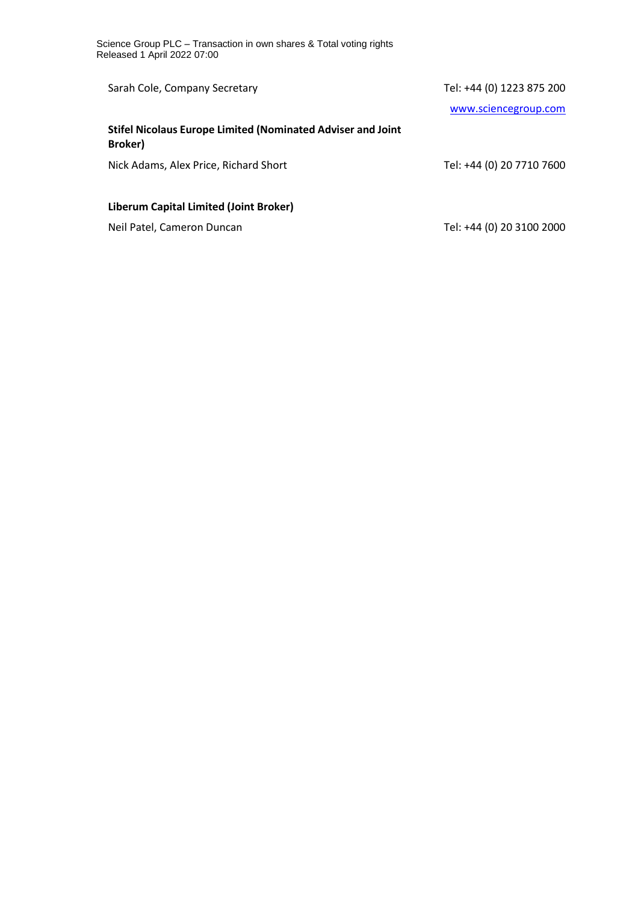Sarah Cole, Company Secretary | Tel: +44 (0) 1223 875 200

www.sciencegroup.com

**Stifel Nicolaus Europe Limited (Nominated Adviser and Joint Broker)**

Nick Adams, Alex Price, Richard Short | Tel: +44 (0) 20 7710 7600

**Liberum Capital Limited (Joint Broker)**

Neil Patel, Cameron Duncan | Tel: +44 (0) 20 3100 2000